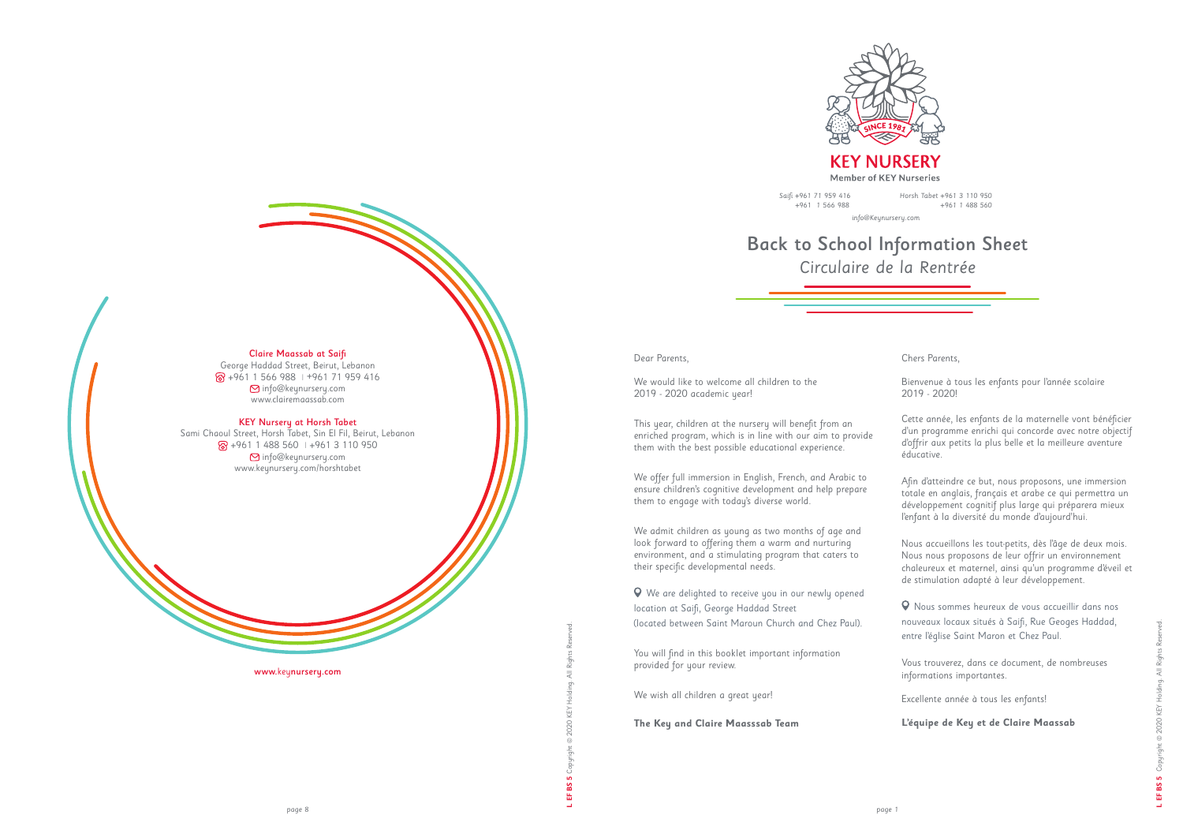**Claire Maassab at Saifi**
George Haddad Street, Beirut, Lebanon
+961 1 566 988 | +961 71 959 416
info@keynursery.com
www.clairemaassab.com

**KEY Nursery at Horsh Tabet**
Sami Chaoul Street, Horsh Tabet, Sin El Fil, Beirut, Lebanon
+961 1 488 560 | +961 3 110 950
info@keynursery.com
www.keynursery.com/horshtabet

www.keynursery.com

L EF BS 5 Copyright © 2020 KEY Holding. All Rights Reserved.

**KEY NURSERY**
Member of KEY Nurseries

*Saifi* +961 71 959 416
+961 1 566 988

*Horsh Tabet* +961 3 110 950
+961 1 488 560

info@Keynursery.com

# Back to School Information Sheet
## *Circulaire de la Rentrée*

Dear Parents,

We would like to welcome all children to the 2019 - 2020 academic year!

This year, children at the nursery will benefit from an enriched program, which is in line with our aim to provide them with the best possible educational experience.

We offer full immersion in English, French, and Arabic to ensure children's cognitive development and help prepare them to engage with today's diverse world.

We admit children as young as two months of age and look forward to offering them a warm and nurturing environment, and a stimulating program that caters to their specific developmental needs.

We are delighted to receive you in our newly opened location at Saifi, George Haddad Street (located between Saint Maroun Church and Chez Paul).

You will find in this booklet important information provided for your review.

We wish all children a great year!

**The Key and Claire Maasssab Team**

Chers Parents,

Bienvenue à tous les enfants pour l'année scolaire 2019 - 2020!

Cette année, les enfants de la maternelle vont bénéficier d'un programme enrichi qui concorde avec notre objectif d'offrir aux petits la plus belle et la meilleure aventure éducative.

Afin d'atteindre ce but, nous proposons, une immersion totale en anglais, français et arabe ce qui permettra un développement cognitif plus large qui préparera mieux l'enfant à la diversité du monde d'aujourd'hui.

Nous accueillons les tout-petits, dès l'âge de deux mois. Nous nous proposons de leur offrir un environnement chaleureux et maternel, ainsi qu'un programme d'éveil et de stimulation adapté à leur développement.

Nous sommes heureux de vous accueillir dans nos nouveaux locaux situés à Saifi, Rue Geoges Haddad, entre l'église Saint Maron et Chez Paul.

Vous trouverez, dans ce document, de nombreuses informations importantes.

Excellente année à tous les enfants!

**L'équipe de Key et de Claire Maassab**

L EF BS 5 Copyright © 2020 KEY Holding. All Rights Reserved.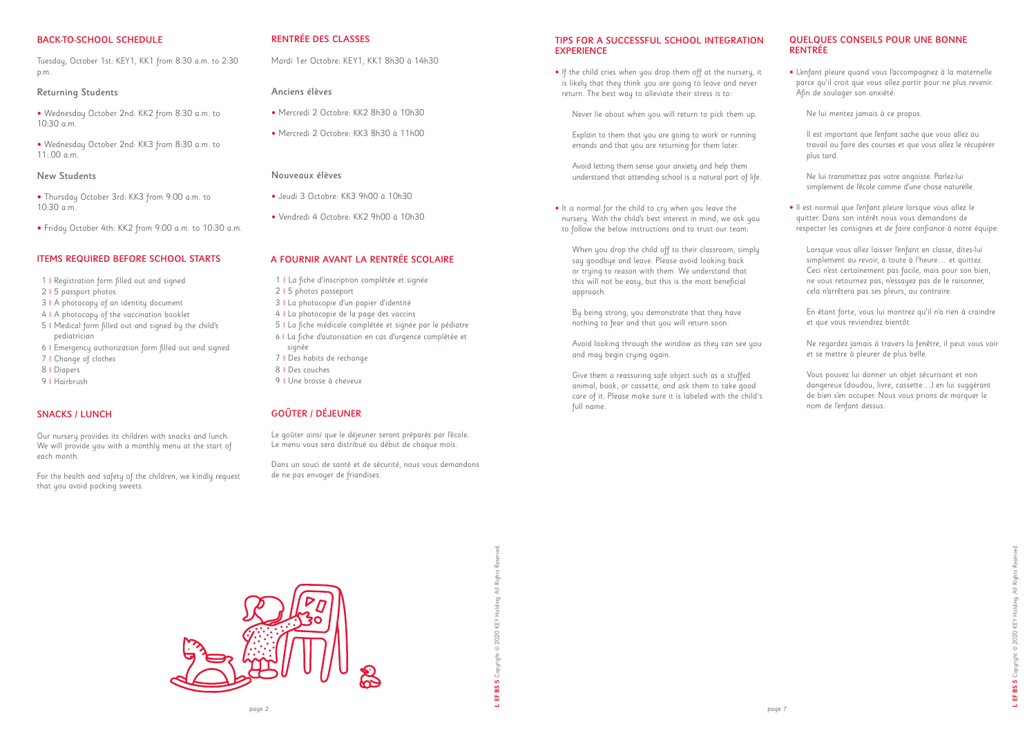## BACK-TO-SCHOOL SCHEDULE

Tuesday, October 1st: KEY1, KK1 from 8:30 a.m. to 2:30 p.m.

### Returning Students

- Wednesday October 2nd: KK2 from 8:30 a.m. to 10:30 a.m.
- Wednesday October 2nd: KK3 from 8:30 a.m. to 11:.00 a.m.

### New Students

- Thursday October 3rd: KK3 from 9:00 a.m. to 10:30 a.m.
- Friday October 4th: KK2 from 9:00 a.m. to 10:30 a.m.

## ITEMS REQUIRED BEFORE SCHOOL STARTS

1 I Registration form filled out and signed
2 I 5 passport photos
3 I A photocopy of an identity document
4 I A photocopy of the vaccination booklet
5 I Medical form filled out and signed by the child's pediatrician
6 I Emergency authorization form filled out and signed
7 I Change of clothes
8 I Diapers
9 I Hairbrush

## SNACKS / LUNCH

Our nursery provides its children with snacks and lunch. We will provide you with a monthly menu at the start of each month.

For the health and safety of the children, we kindly request that you avoid packing sweets.

## RENTRÉE DES CLASSES

Mardi 1er Octobre: KEY1, KK1 8h30 à 14h30

### Anciens élèves

- Mercredi 2 Octobre: KK2 8h30 à 10h30
- Mercredi 2 Octobre: KK3 8h30 à 11h00

### Nouveaux élèves

- Jeudi 3 Octobre: KK3 9h00 à 10h30
- Vendredi 4 Octobre: KK2 9h00 à 10h30

## A FOURNIR AVANT LA RENTRÉE SCOLAIRE

1 I La fiche d'inscription complétée et signée
2 I 5 photos passeport
3 I La photocopie d'un papier d'identité
4 I La photocopie de la page des vaccins
5 I La fiche médicale complétée et signée par le pédiatre
6 I La fiche d'autorisation en cas d'urgence complétée et signée
7 I Des habits de rechange
8 I Des couches
9 I Une brosse à cheveux

## GOÛTER / DÉJEUNER

Le goûter ainsi que le déjeuner seront préparés par l'école. Le menu vous sera distribué au début de chaque mois.

Dans un souci de santé et de sécurité, nous vous demandons de ne pas envoyer de friandises.

## TIPS FOR A SUCCESSFUL SCHOOL INTEGRATION EXPERIENCE

- If the child cries when you drop them off at the nursery, it is likely that they think you are going to leave and never return. The best way to alleviate their stress is to:

  Never lie about when you will return to pick them up.

  Explain to them that you are going to work or running errands and that you are returning for them later.

  Avoid letting them sense your anxiety and help them understand that attending school is a natural part of life.

- It is normal for the child to cry when you leave the nursery. With the child's best interest in mind, we ask you to follow the below instructions and to trust our team:

  When you drop the child off to their classroom, simply say goodbye and leave. Please avoid looking back or trying to reason with them. We understand that this will not be easy, but this is the most beneficial approach.

  By being strong, you demonstrate that they have nothing to fear and that you will return soon.

  Avoid looking through the window as they can see you and may begin crying again.

  Give them a reassuring safe object such as a stuffed animal, book, or cassette, and ask them to take good care of it. Please make sure it is labeled with the child's full name.

## QUELQUES CONSEILS POUR UNE BONNE RENTRÉE

- L'enfant pleure quand vous l'accompagnez à la maternelle parce qu'il croit que vous allez partir pour ne plus revenir. Afin de soulager son anxiété:

  Ne lui mentez jamais à ce propos.

  Il est important que l'enfant sache que vous allez au travail ou faire des courses et que vous allez le récupérer plus tard.

  Ne lui transmettez pas votre angoisse. Parlez-lui simplement de l'école comme d'une chose naturelle.

- Il est normal que l'enfant pleure lorsque vous allez le quitter. Dans son intérêt nous vous demandons de respecter les consignes et de faire confiance à notre équipe:

  Lorsque vous allez laisser l'enfant en classe, dites-lui simplement au revoir, à toute à l'heure… et quittez. Ceci n'est certainement pas facile, mais pour son bien, ne vous retournez pas, n'essayez pas de le raisonner, cela n'arrêtera pas ses pleurs, au contraire.

  En étant forte, vous lui montrez qu'il n'a rien à craindre et que vous reviendrez bientôt.

  Ne regardez jamais à travers la fenêtre, il peut vous voir et se mettre à pleurer de plus belle.

  Vous pouvez lui donner un objet sécurisant et non dangereux (doudou, livre, cassette…) en lui suggérant de bien s'en occuper. Nous vous prions de marquer le nom de l'enfant dessus.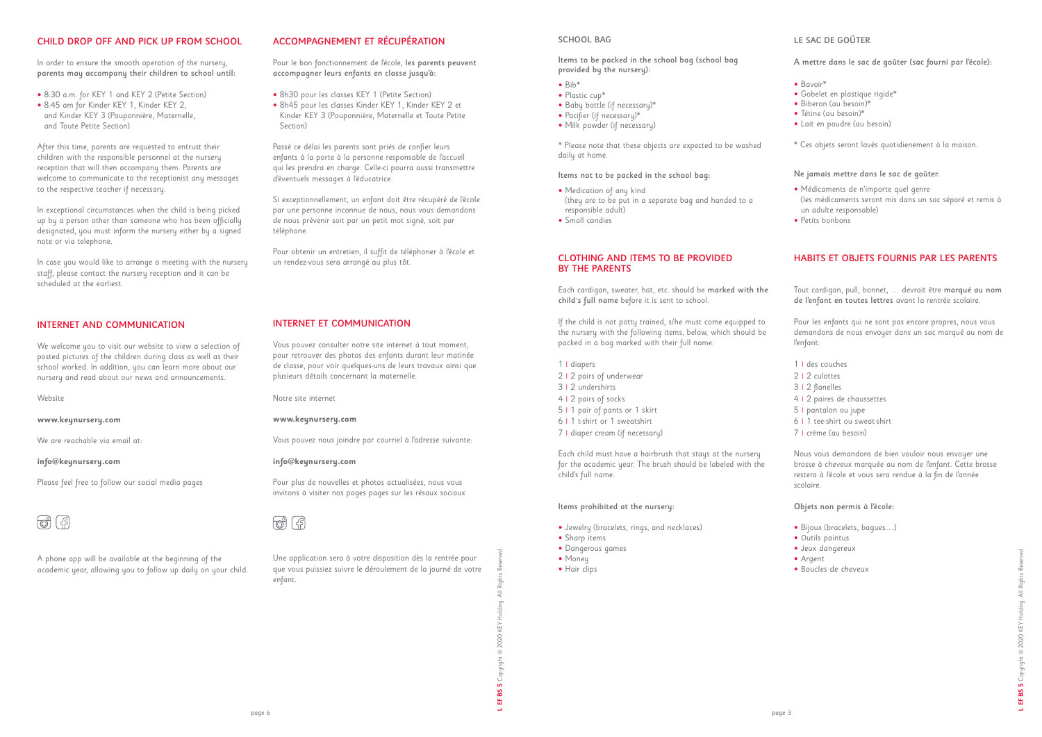## CHILD DROP OFF AND PICK UP FROM SCHOOL

In order to ensure the smooth operation of the nursery, **parents may accompany their children to school until:**

- 8:30 a.m. for KEY 1 and KEY 2 (Petite Section)
- 8:45 am for Kinder KEY 1, Kinder KEY 2, and Kinder KEY 3 (Pouponnière, Maternelle, and Toute Petite Section)

After this time, parents are requested to entrust their children with the responsible personnel at the nursery reception that will then accompany them. Parents are welcome to communicate to the receptionist any messages to the respective teacher if necessary.

In exceptional circumstances when the child is being picked up by a person other than someone who has been officially designated, you must inform the nursery either by a signed note or via telephone.

In case you would like to arrange a meeting with the nursery staff, please contact the nursery reception and it can be scheduled at the earliest.

## ACCOMPAGNEMENT ET RÉCUPÉRATION

Pour le bon fonctionnement de l'école, **les parents peuvent accompagner leurs enfants en classe jusqu'à:**

- 8h30 pour les classes KEY 1 (Petite Section)
- 8h45 pour les classes Kinder KEY 1, Kinder KEY 2 et Kinder KEY 3 (Pouponnière, Maternelle et Toute Petite Section)

Passé ce délai les parents sont priés de confier leurs enfants à la porte à la personne responsable de l'accueil qui les prendra en charge. Celle-ci pourra aussi transmettre d'éventuels messages à l'éducatrice.

Si exceptionnellement, un enfant doit être récupéré de l'école par une personne inconnue de nous, nous vous demandons de nous prévenir soit par un petit mot signé, soit par téléphone.

Pour obtenir un entretien, il suffit de téléphoner à l'école et un rendez-vous sera arrangé au plus tôt.

## INTERNET AND COMMUNICATION

We welcome you to visit our website to view a selection of posted pictures of the children during class as well as their school worked. In addition, you can learn more about our nursery and read about our news and announcements.

Website

**www.keynursery.com**

We are reachable via email at:

**info@keynursery.com**

Please feel free to follow our social media pages

A phone app will be available at the beginning of the academic year, allowing you to follow up daily on your child.

## INTERNET ET COMMUNICATION

Vous pouvez consulter notre site internet à tout moment, pour retrouver des photos des enfants durant leur matinée de classe, pour voir quelques-uns de leurs travaux ainsi que plusieurs détails concernant la maternelle.

Notre site internet

**www.keynursery.com**

Vous pouvez nous joindre par courriel à l'adresse suivante:

**info@keynursery.com**

Pour plus de nouvelles et photos actualisées, nous vous invitons à visiter nos pages pages sur les résaux sociaux

Une application sera à votre disposition dès la rentrée pour que vous puissiez suivre le déroulement de la journé de votre enfant.

## SCHOOL BAG

**Items to be packed in the school bag (school bag provided by the nursery):**

- Bib*
- Plastic cup*
- Baby bottle (if necessary)*
- Pacifier (if necessary)*
- Milk powder (if necessary)

* Please note that these objects are expected to be washed daily at home.

**Items not to be packed in the school bag:**

- Medication of any kind (they are to be put in a separate bag and handed to a responsible adult)
- Small candies

## CLOTHING AND ITEMS TO BE PROVIDED BY THE PARENTS

Each cardigan, sweater, hat, etc. should be **marked with the child's full name** before it is sent to school.

If the child is not potty trained, s/he must come equipped to the nursery with the following items, below, which should be packed in a bag marked with their full name:

1 | diapers
2 | 2 pairs of underwear
3 | 2 undershirts
4 | 2 pairs of socks
5 | 1 pair of pants or 1 skirt
6 | 1 t-shirt or 1 sweatshirt
7 | diaper cream (if necessary)

Each child must have a hairbrush that stays at the nursery for the academic year. The brush should be labeled with the child's full name.

**Items prohibited at the nursery:**

- Jewelry (bracelets, rings, and necklaces)
- Sharp items
- Dangerous games
- Money
- Hair clips

## LE SAC DE GOÛTER

**A mettre dans le sac de goûter (sac fourni par l'école):**

- Bavoir*
- Gobelet en plastique rigide*
- Biberon (au besoin)*
- Tétine (au besoin)*
- Lait en poudre (au besoin)

* Ces objets seront lavés quotidienement à la maison.

**Ne jamais mettre dans le sac de goûter:**

- Médicaments de n'importe quel genre (les médicaments seront mis dans un sac séparé et remis à un adulte responsable)
- Petits bonbons

## HABITS ET OBJETS FOURNIS PAR LES PARENTS

Tout cardigan, pull, bonnet, … devrait être **marqué au nom de l'enfant en toutes lettres** avant la rentrée scolaire.

Pour les enfants qui ne sont pas encore propres, nous vous demandons de nous envoyer dans un sac marqué au nom de l'enfant:

1 | des couches
2 | 2 culottes
3 | 2 flanelles
4 | 2 paires de chaussettes
5 | pantalon ou jupe
6 | 1 tee-shirt ou sweat-shirt
7 | crème (au besoin)

Nous vous demandons de bien vouloir nous envoyer une brosse à cheveux marquée au nom de l'enfant. Cette brosse restera à l'école et vous sera rendue à la fin de l'année scolaire.

**Objets non permis à l'école:**

- Bijoux (bracelets, bagues…)
- Outils pointus
- Jeux dangereux
- Argent
- Boucles de cheveux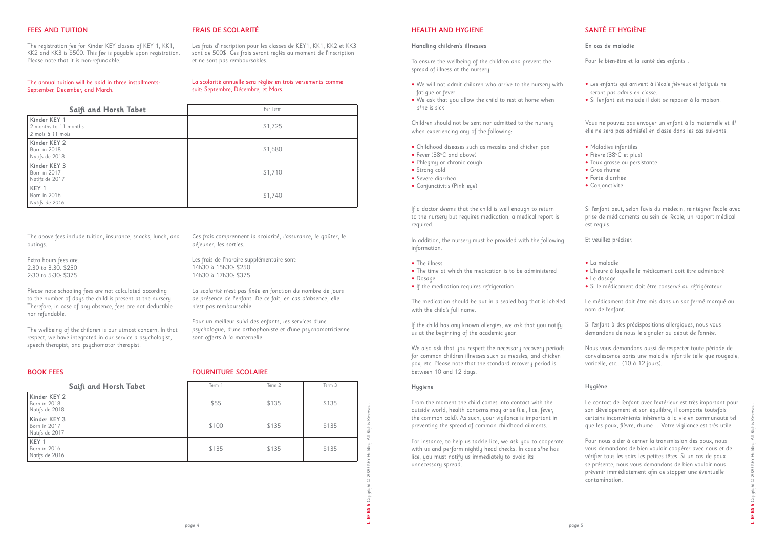## FEES AND TUITION

The registration fee for Kinder KEY classes of KEY 1, KK1, KK2 and KK3 is $500. This fee is payable upon registration. Please note that it is non-refundable.

The annual tuition will be paid in three installments: September, December, and March.

## FRAIS DE SCOLARITÉ

Les frais d'inscription pour les classes de KEY1, KK1, KK2 et KK3 sont de 500$. Ces frais seront réglés au moment de l'inscription et ne sont pas remboursables.

La scolarité annuelle sera réglée en trois versements comme suit: Septembre, Décembre, et Mars.

| Saifi and Horsh Tabet | Per Term |
|---|---|
| **Kinder KEY 1** 2 months to 11 months 2 mois à 11 mois | $1,725 |
| **Kinder KEY 2** Born in 2018 Natifs de 2018 | $1,680 |
| **Kinder KEY 3** Born in 2017 Natifs de 2017 | $1,710 |
| **KEY 1** Born in 2016 *Natifs de 2016* | $1,740 |

The above fees include tuition, insurance, snacks, lunch, and outings.

Extra hours fees are:
2:30 to 3:30: $250
2:30 to 5:30: $375

Please note schooling fees are not calculated according to the number of days the child is present at the nursery. Therefore, in case of any absence, fees are not deductible nor refundable.

The wellbeing of the children is our utmost concern. In that respect, we have integrated in our service a psychologist, speech therapist, and psychomotor therapist.

*Ces frais comprennent la scolarité, l'assurance, le goûter, le déjeuner, les sorties.*

Les frais de l'horaire supplémentaire sont:
14h30 à 15h30: $250
14h30 à 17h30: $375

*La scolarité n'est pas fixée en fonction du nombre de jours de présence de l'enfant. De ce fait, en cas d'absence, elle n'est pas remboursable.*

*Pour un meilleur suivi des enfants, les services d'une psychologue, d'une orthophoniste et d'une psychomotricienne sont offerts à la maternelle.*

## BOOK FEES

## FOURNITURE SCOLAIRE

| Saifi and Horsh Tabet | Term 1 | Term 2 | Term 3 |
|---|---|---|---|
| **Kinder KEY 2** Born in 2018 Natifs de 2018 | $55 | $135 | $135 |
| **Kinder KEY 3** Born in 2017 Natifs de 2017 | $100 | $135 | $135 |
| **KEY 1** Born in 2016 Natifs de 2016 | $135 | $135 | $135 |

## HEALTH AND HYGIENE

### Handling children's illnesses

To ensure the wellbeing of the children and prevent the spread of illness at the nursery:

- We will not admit children who arrive to the nursery with fatigue or fever
- We ask that you allow the child to rest at home when s/he is sick

Children should not be sent nor admitted to the nursery when experiencing any of the following:

- Childhood diseases such as measles and chicken pox
- Fever (38°C and above)
- Phlegmy or chronic cough
- Strong cold
- Severe diarrhea
- Conjunctivitis (Pink eye)

If a doctor deems that the child is well enough to return to the nursery but requires medication, a medical report is required.

In addition, the nursery must be provided with the following information:

- The illness
- The time at which the medication is to be administered
- Dosage
- If the medication requires refrigeration

The medication should be put in a sealed bag that is labeled with the child's full name.

If the child has any known allergies, we ask that you notify us at the beginning of the academic year.

We also ask that you respect the necessary recovery periods for common children illnesses such as measles, and chicken pox, etc. Please note that the standard recovery period is between 10 and 12 days.

### Hygiene

From the moment the child comes into contact with the outside world, health concerns may arise (i.e., lice, fever, the common cold). As such, your vigilance is important in preventing the spread of common childhood ailments.

For instance, to help us tackle lice, we ask you to cooperate with us and perform nightly head checks. In case s/he has lice, you must notify us immediately to avoid its unnecessary spread.

## SANTÉ ET HYGIÈNE

### En cas de maladie

Pour le bien-être et la santé des enfants :

- Les enfants qui arrivent à l'école fiévreux et fatigués ne seront pas admis en classe.
- Si l'enfant est malade il doit se reposer à la maison.

Vous ne pouvez pas envoyer un enfant à la maternelle et il/elle ne sera pas admis(e) en classe dans les cas suivants:

- Maladies infantiles
- Fièvre (38°C et plus)
- Toux grasse ou persistante
- Gros rhume
- Forte diarrhée
- Conjonctivite

Si l'enfant peut, selon l'avis du médecin, réintégrer l'école avec prise de médicaments au sein de l'école, un rapport médical est requis.

Et veuillez préciser:

- La maladie
- L'heure à laquelle le médicament doit être administré
- Le dosage
- Si le médicament doit être conservé au réfrigérateur

Le médicament doit être mis dans un sac fermé marqué au nom de l'enfant.

Si l'enfant à des prédispositions allergiques, nous vous demandons de nous le signaler au début de l'année.

Nous vous demandons aussi de respecter toute période de convalescence après une maladie infantile telle que rougeole, varicelle, etc… (10 à 12 jours).

### Hygiène

Le contact de l'enfant avec l'extérieur est très important pour son développement et son équilibre, il comporte toutefois certains inconvénients inhérents à la vie en communauté tel que les poux, fièvre, rhume… Votre vigilance est très utile.

Pour nous aider à cerner la transmission des poux, nous vous demandons de bien vouloir coopérer avec nous et de vérifier tous les soirs les petites têtes. Si un cas de poux se présente, nous vous demandons de bien vouloir nous prévenir immédiatement afin de stopper une éventuelle contamination.